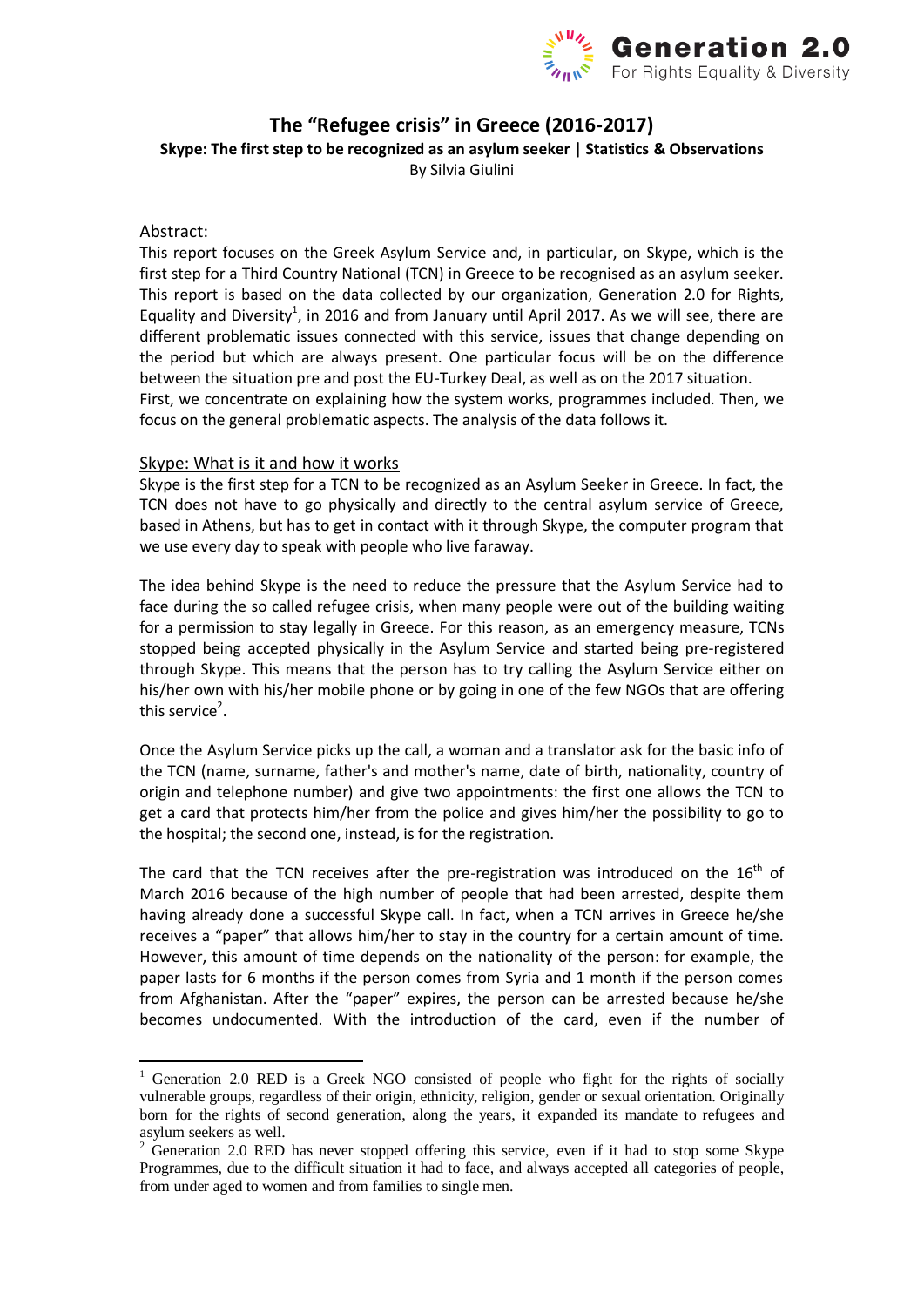Generation 2.0
For Rights Equality & Diversity

# The "Refugee crisis" in Greece (2016-2017)

**Skype: The first step to be recognized as an asylum seeker | Statistics & Observations**

By Silvia Giulini

## Abstract:

This report focuses on the Greek Asylum Service and, in particular, on Skype, which is the first step for a Third Country National (TCN) in Greece to be recognised as an asylum seeker. This report is based on the data collected by our organization, Generation 2.0 for Rights, Equality and Diversity[1], in 2016 and from January until April 2017. As we will see, there are different problematic issues connected with this service, issues that change depending on the period but which are always present. One particular focus will be on the difference between the situation pre and post the EU-Turkey Deal, as well as on the 2017 situation.

First, we concentrate on explaining how the system works, programmes included. Then, we focus on the general problematic aspects. The analysis of the data follows it.

## Skype: What is it and how it works

Skype is the first step for a TCN to be recognized as an Asylum Seeker in Greece. In fact, the TCN does not have to go physically and directly to the central asylum service of Greece, based in Athens, but has to get in contact with it through Skype, the computer program that we use every day to speak with people who live faraway.

The idea behind Skype is the need to reduce the pressure that the Asylum Service had to face during the so called refugee crisis, when many people were out of the building waiting for a permission to stay legally in Greece. For this reason, as an emergency measure, TCNs stopped being accepted physically in the Asylum Service and started being pre-registered through Skype. This means that the person has to try calling the Asylum Service either on his/her own with his/her mobile phone or by going in one of the few NGOs that are offering this service[2].

Once the Asylum Service picks up the call, a woman and a translator ask for the basic info of the TCN (name, surname, father's and mother's name, date of birth, nationality, country of origin and telephone number) and give two appointments: the first one allows the TCN to get a card that protects him/her from the police and gives him/her the possibility to go to the hospital; the second one, instead, is for the registration.

The card that the TCN receives after the pre-registration was introduced on the 16th of March 2016 because of the high number of people that had been arrested, despite them having already done a successful Skype call. In fact, when a TCN arrives in Greece he/she receives a "paper" that allows him/her to stay in the country for a certain amount of time. However, this amount of time depends on the nationality of the person: for example, the paper lasts for 6 months if the person comes from Syria and 1 month if the person comes from Afghanistan. After the "paper" expires, the person can be arrested because he/she becomes undocumented. With the introduction of the card, even if the number of

---

[1] Generation 2.0 RED is a Greek NGO consisted of people who fight for the rights of socially vulnerable groups, regardless of their origin, ethnicity, religion, gender or sexual orientation. Originally born for the rights of second generation, along the years, it expanded its mandate to refugees and asylum seekers as well.

[2] Generation 2.0 RED has never stopped offering this service, even if it had to stop some Skype Programmes, due to the difficult situation it had to face, and always accepted all categories of people, from under aged to women and from families to single men.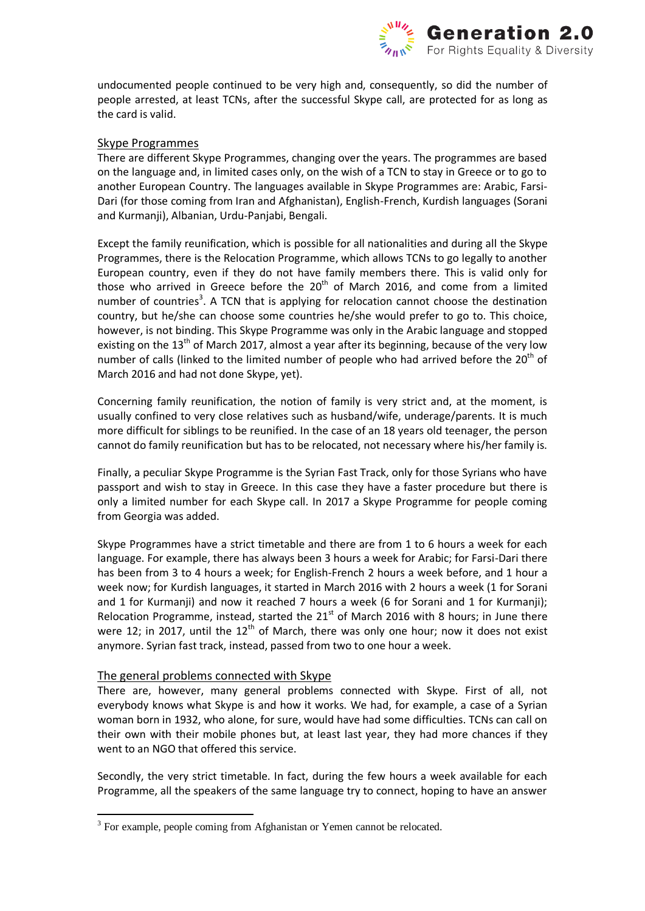undocumented people continued to be very high and, consequently, so did the number of people arrested, at least TCNs, after the successful Skype call, are protected for as long as the card is valid.

## Skype Programmes

There are different Skype Programmes, changing over the years. The programmes are based on the language and, in limited cases only, on the wish of a TCN to stay in Greece or to go to another European Country. The languages available in Skype Programmes are: Arabic, Farsi-Dari (for those coming from Iran and Afghanistan), English-French, Kurdish languages (Sorani and Kurmanji), Albanian, Urdu-Panjabi, Bengali.

Except the family reunification, which is possible for all nationalities and during all the Skype Programmes, there is the Relocation Programme, which allows TCNs to go legally to another European country, even if they do not have family members there. This is valid only for those who arrived in Greece before the 20th of March 2016, and come from a limited number of countries[3]. A TCN that is applying for relocation cannot choose the destination country, but he/she can choose some countries he/she would prefer to go to. This choice, however, is not binding. This Skype Programme was only in the Arabic language and stopped existing on the 13th of March 2017, almost a year after its beginning, because of the very low number of calls (linked to the limited number of people who had arrived before the 20th of March 2016 and had not done Skype, yet).

Concerning family reunification, the notion of family is very strict and, at the moment, is usually confined to very close relatives such as husband/wife, underage/parents. It is much more difficult for siblings to be reunified. In the case of an 18 years old teenager, the person cannot do family reunification but has to be relocated, not necessary where his/her family is.

Finally, a peculiar Skype Programme is the Syrian Fast Track, only for those Syrians who have passport and wish to stay in Greece. In this case they have a faster procedure but there is only a limited number for each Skype call. In 2017 a Skype Programme for people coming from Georgia was added.

Skype Programmes have a strict timetable and there are from 1 to 6 hours a week for each language. For example, there has always been 3 hours a week for Arabic; for Farsi-Dari there has been from 3 to 4 hours a week; for English-French 2 hours a week before, and 1 hour a week now; for Kurdish languages, it started in March 2016 with 2 hours a week (1 for Sorani and 1 for Kurmanji) and now it reached 7 hours a week (6 for Sorani and 1 for Kurmanji); Relocation Programme, instead, started the 21st of March 2016 with 8 hours; in June there were 12; in 2017, until the 12th of March, there was only one hour; now it does not exist anymore. Syrian fast track, instead, passed from two to one hour a week.

## The general problems connected with Skype

There are, however, many general problems connected with Skype. First of all, not everybody knows what Skype is and how it works. We had, for example, a case of a Syrian woman born in 1932, who alone, for sure, would have had some difficulties. TCNs can call on their own with their mobile phones but, at least last year, they had more chances if they went to an NGO that offered this service.

Secondly, the very strict timetable. In fact, during the few hours a week available for each Programme, all the speakers of the same language try to connect, hoping to have an answer

---

[3] For example, people coming from Afghanistan or Yemen cannot be relocated.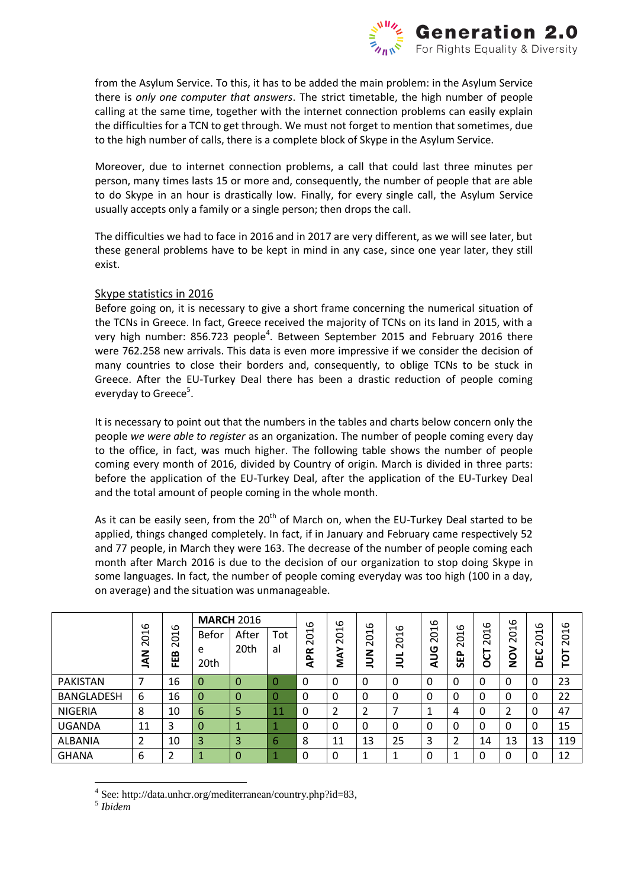from the Asylum Service. To this, it has to be added the main problem: in the Asylum Service there is *only one computer that answers*. The strict timetable, the high number of people calling at the same time, together with the internet connection problems can easily explain the difficulties for a TCN to get through. We must not forget to mention that sometimes, due to the high number of calls, there is a complete block of Skype in the Asylum Service.

Moreover, due to internet connection problems, a call that could last three minutes per person, many times lasts 15 or more and, consequently, the number of people that are able to do Skype in an hour is drastically low. Finally, for every single call, the Asylum Service usually accepts only a family or a single person; then drops the call.

The difficulties we had to face in 2016 and in 2017 are very different, as we will see later, but these general problems have to be kept in mind in any case, since one year later, they still exist.

## Skype statistics in 2016

Before going on, it is necessary to give a short frame concerning the numerical situation of the TCNs in Greece. In fact, Greece received the majority of TCNs on its land in 2015, with a very high number: 856.723 people[4]. Between September 2015 and February 2016 there were 762.258 new arrivals. This data is even more impressive if we consider the decision of many countries to close their borders and, consequently, to oblige TCNs to be stuck in Greece. After the EU-Turkey Deal there has been a drastic reduction of people coming everyday to Greece[5].

It is necessary to point out that the numbers in the tables and charts below concern only the people *we were able to register* as an organization. The number of people coming every day to the office, in fact, was much higher. The following table shows the number of people coming every month of 2016, divided by Country of origin. March is divided in three parts: before the application of the EU-Turkey Deal, after the application of the EU-Turkey Deal and the total amount of people coming in the whole month.

As it can be easily seen, from the 20th of March on, when the EU-Turkey Deal started to be applied, things changed completely. In fact, if in January and February came respectively 52 and 77 people, in March they were 163. The decrease of the number of people coming each month after March 2016 is due to the decision of our organization to stop doing Skype in some languages. In fact, the number of people coming everyday was too high (100 in a day, on average) and the situation was unmanageable.

| | JAN 2016 | FEB 2016 | **MARCH** 2016 | | | APR 2016 | MAY 2016 | JUN 2016 | JUL 2016 | AUG 2016 | SEP 2016 | OCT 2016 | NOV 2016 | DEC 2016 | TOT 2016 |
|---|---|---|---|---|---|---|---|---|---|---|---|---|---|---|---|
| | | | Before 20th | After 20th | Total | | | | | | | | | | |
| PAKISTAN | 7 | 16 | 0 | 0 | 0 | 0 | 0 | 0 | 0 | 0 | 0 | 0 | 0 | 0 | 23 |
| BANGLADESH | 6 | 16 | 0 | 0 | 0 | 0 | 0 | 0 | 0 | 0 | 0 | 0 | 0 | 0 | 22 |
| NIGERIA | 8 | 10 | 6 | 5 | 11 | 0 | 2 | 2 | 7 | 1 | 4 | 0 | 2 | 0 | 47 |
| UGANDA | 11 | 3 | 0 | 1 | 1 | 0 | 0 | 0 | 0 | 0 | 0 | 0 | 0 | 0 | 15 |
| ALBANIA | 2 | 10 | 3 | 3 | 6 | 8 | 11 | 13 | 25 | 3 | 2 | 14 | 13 | 13 | 119 |
| GHANA | 6 | 2 | 1 | 0 | 1 | 0 | 0 | 1 | 1 | 0 | 1 | 0 | 0 | 0 | 12 |

[4] See: http://data.unhcr.org/mediterranean/country.php?id=83,

[5] *Ibidem*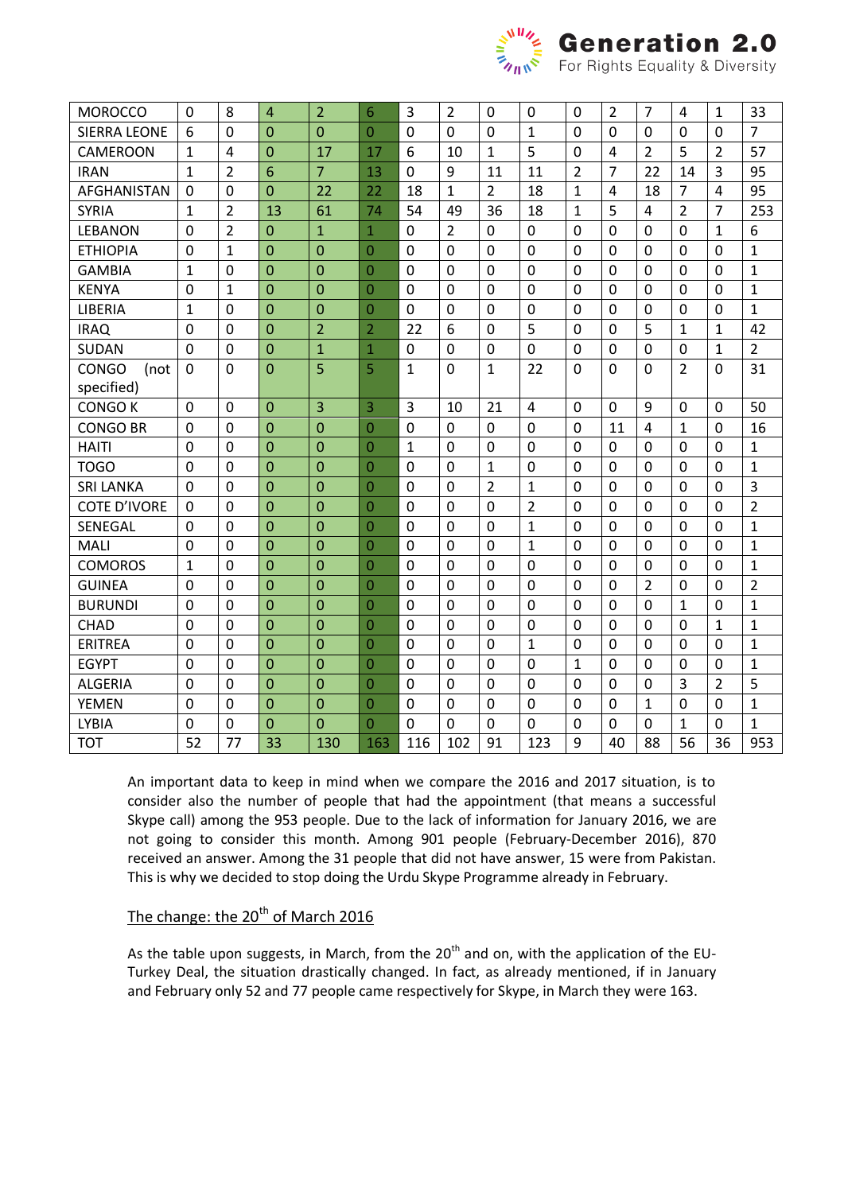| MOROCCO | 0 | 8 | 4 | 2 | 6 | 3 | 2 | 0 | 0 | 0 | 2 | 7 | 4 | 1 | 33 |
|---|---|---|---|---|---|---|---|---|---|---|---|---|---|---|---|
| SIERRA LEONE | 6 | 0 | 0 | 0 | 0 | 0 | 0 | 0 | 1 | 0 | 0 | 0 | 0 | 0 | 7 |
| CAMEROON | 1 | 4 | 0 | 17 | 17 | 6 | 10 | 1 | 5 | 0 | 4 | 2 | 5 | 2 | 57 |
| IRAN | 1 | 2 | 6 | 7 | 13 | 0 | 9 | 11 | 11 | 2 | 7 | 22 | 14 | 3 | 95 |
| AFGHANISTAN | 0 | 0 | 0 | 22 | 22 | 18 | 1 | 2 | 18 | 1 | 4 | 18 | 7 | 4 | 95 |
| SYRIA | 1 | 2 | 13 | 61 | 74 | 54 | 49 | 36 | 18 | 1 | 5 | 4 | 2 | 7 | 253 |
| LEBANON | 0 | 2 | 0 | 1 | 1 | 0 | 2 | 0 | 0 | 0 | 0 | 0 | 0 | 1 | 6 |
| ETHIOPIA | 0 | 1 | 0 | 0 | 0 | 0 | 0 | 0 | 0 | 0 | 0 | 0 | 0 | 0 | 1 |
| GAMBIA | 1 | 0 | 0 | 0 | 0 | 0 | 0 | 0 | 0 | 0 | 0 | 0 | 0 | 0 | 1 |
| KENYA | 0 | 1 | 0 | 0 | 0 | 0 | 0 | 0 | 0 | 0 | 0 | 0 | 0 | 0 | 1 |
| LIBERIA | 1 | 0 | 0 | 0 | 0 | 0 | 0 | 0 | 0 | 0 | 0 | 0 | 0 | 0 | 1 |
| IRAQ | 0 | 0 | 0 | 2 | 2 | 22 | 6 | 0 | 5 | 0 | 0 | 5 | 1 | 1 | 42 |
| SUDAN | 0 | 0 | 0 | 1 | 1 | 0 | 0 | 0 | 0 | 0 | 0 | 0 | 0 | 1 | 2 |
| CONGO (not specified) | 0 | 0 | 0 | 5 | 5 | 1 | 0 | 1 | 22 | 0 | 0 | 0 | 2 | 0 | 31 |
| CONGO K | 0 | 0 | 0 | 3 | 3 | 3 | 10 | 21 | 4 | 0 | 0 | 9 | 0 | 0 | 50 |
| CONGO BR | 0 | 0 | 0 | 0 | 0 | 0 | 0 | 0 | 0 | 0 | 11 | 4 | 1 | 0 | 16 |
| HAITI | 0 | 0 | 0 | 0 | 0 | 1 | 0 | 0 | 0 | 0 | 0 | 0 | 0 | 0 | 1 |
| TOGO | 0 | 0 | 0 | 0 | 0 | 0 | 0 | 1 | 0 | 0 | 0 | 0 | 0 | 0 | 1 |
| SRI LANKA | 0 | 0 | 0 | 0 | 0 | 0 | 0 | 2 | 1 | 0 | 0 | 0 | 0 | 0 | 3 |
| COTE D'IVORE | 0 | 0 | 0 | 0 | 0 | 0 | 0 | 0 | 2 | 0 | 0 | 0 | 0 | 0 | 2 |
| SENEGAL | 0 | 0 | 0 | 0 | 0 | 0 | 0 | 0 | 1 | 0 | 0 | 0 | 0 | 0 | 1 |
| MALI | 0 | 0 | 0 | 0 | 0 | 0 | 0 | 0 | 1 | 0 | 0 | 0 | 0 | 0 | 1 |
| COMOROS | 1 | 0 | 0 | 0 | 0 | 0 | 0 | 0 | 0 | 0 | 0 | 0 | 0 | 0 | 1 |
| GUINEA | 0 | 0 | 0 | 0 | 0 | 0 | 0 | 0 | 0 | 0 | 0 | 2 | 0 | 0 | 2 |
| BURUNDI | 0 | 0 | 0 | 0 | 0 | 0 | 0 | 0 | 0 | 0 | 0 | 0 | 1 | 0 | 1 |
| CHAD | 0 | 0 | 0 | 0 | 0 | 0 | 0 | 0 | 0 | 0 | 0 | 0 | 0 | 1 | 1 |
| ERITREA | 0 | 0 | 0 | 0 | 0 | 0 | 0 | 0 | 1 | 0 | 0 | 0 | 0 | 0 | 1 |
| EGYPT | 0 | 0 | 0 | 0 | 0 | 0 | 0 | 0 | 0 | 1 | 0 | 0 | 0 | 0 | 1 |
| ALGERIA | 0 | 0 | 0 | 0 | 0 | 0 | 0 | 0 | 0 | 0 | 0 | 0 | 3 | 2 | 5 |
| YEMEN | 0 | 0 | 0 | 0 | 0 | 0 | 0 | 0 | 0 | 0 | 0 | 1 | 0 | 0 | 1 |
| LYBIA | 0 | 0 | 0 | 0 | 0 | 0 | 0 | 0 | 0 | 0 | 0 | 0 | 1 | 0 | 1 |
| TOT | 52 | 77 | 33 | 130 | 163 | 116 | 102 | 91 | 123 | 9 | 40 | 88 | 56 | 36 | 953 |

An important data to keep in mind when we compare the 2016 and 2017 situation, is to consider also the number of people that had the appointment (that means a successful Skype call) among the 953 people. Due to the lack of information for January 2016, we are not going to consider this month. Among 901 people (February-December 2016), 870 received an answer. Among the 31 people that did not have answer, 15 were from Pakistan. This is why we decided to stop doing the Urdu Skype Programme already in February.

## The change: the 20th of March 2016

As the table upon suggests, in March, from the 20th and on, with the application of the EU-Turkey Deal, the situation drastically changed. In fact, as already mentioned, if in January and February only 52 and 77 people came respectively for Skype, in March they were 163.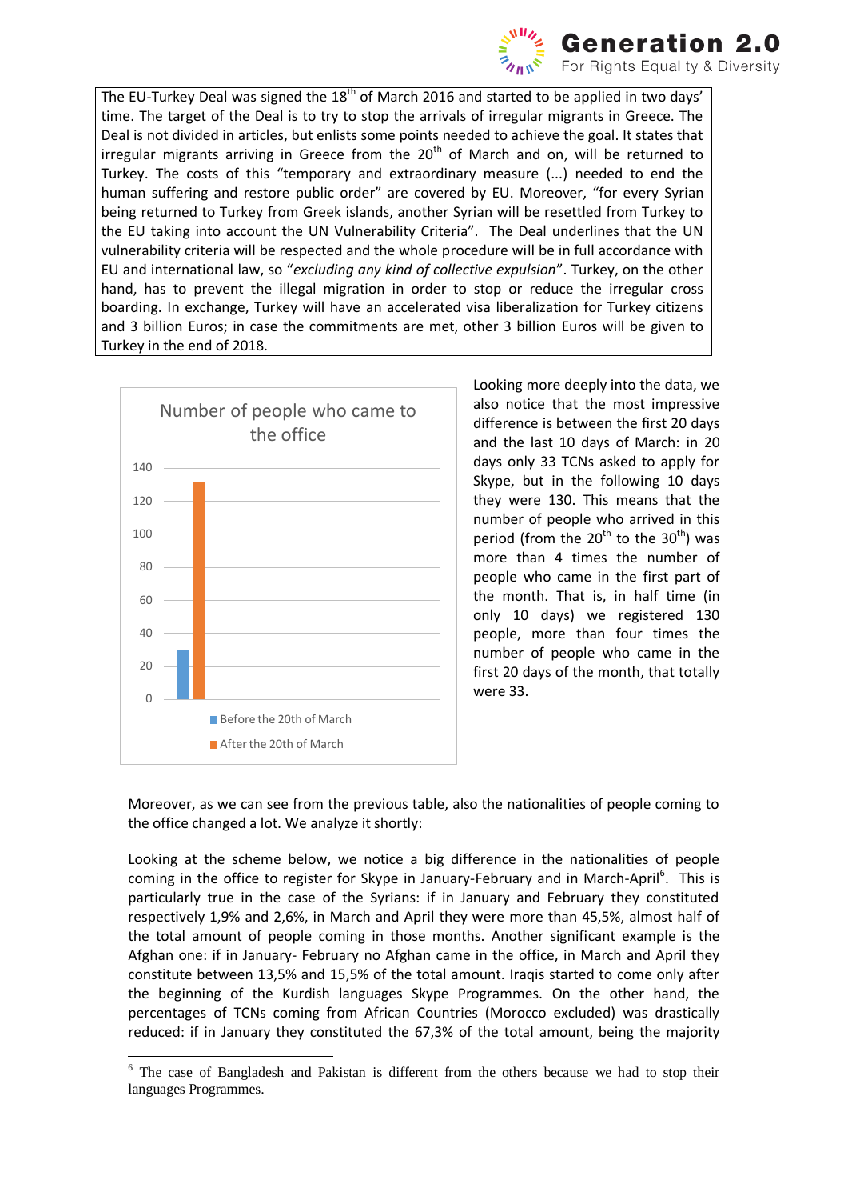The EU-Turkey Deal was signed the 18th of March 2016 and started to be applied in two days' time. The target of the Deal is to try to stop the arrivals of irregular migrants in Greece. The Deal is not divided in articles, but enlists some points needed to achieve the goal. It states that irregular migrants arriving in Greece from the 20th of March and on, will be returned to Turkey. The costs of this "temporary and extraordinary measure (...) needed to end the human suffering and restore public order" are covered by EU. Moreover, "for every Syrian being returned to Turkey from Greek islands, another Syrian will be resettled from Turkey to the EU taking into account the UN Vulnerability Criteria". The Deal underlines that the UN vulnerability criteria will be respected and the whole procedure will be in full accordance with EU and international law, so "*excluding any kind of collective expulsion*". Turkey, on the other hand, has to prevent the illegal migration in order to stop or reduce the irregular cross boarding. In exchange, Turkey will have an accelerated visa liberalization for Turkey citizens and 3 billion Euros; in case the commitments are met, other 3 billion Euros will be given to Turkey in the end of 2018.

Number of people who came to the office

| | Number of people |
|---|---|
| Before the 20th of March | 30 |
| After the 20th of March | 131 |

Looking more deeply into the data, we also notice that the most impressive difference is between the first 20 days and the last 10 days of March: in 20 days only 33 TCNs asked to apply for Skype, but in the following 10 days they were 130. This means that the number of people who arrived in this period (from the 20th to the 30th) was more than 4 times the number of people who came in the first part of the month. That is, in half time (in only 10 days) we registered 130 people, more than four times the number of people who came in the first 20 days of the month, that totally were 33.

Moreover, as we can see from the previous table, also the nationalities of people coming to the office changed a lot. We analyze it shortly:

Looking at the scheme below, we notice a big difference in the nationalities of people coming in the office to register for Skype in January-February and in March-April[6]. This is particularly true in the case of the Syrians: if in January and February they constituted respectively 1,9% and 2,6%, in March and April they were more than 45,5%, almost half of the total amount of people coming in those months. Another significant example is the Afghan one: if in January- February no Afghan came in the office, in March and April they constitute between 13,5% and 15,5% of the total amount. Iraqis started to come only after the beginning of the Kurdish languages Skype Programmes. On the other hand, the percentages of TCNs coming from African Countries (Morocco excluded) was drastically reduced: if in January they constituted the 67,3% of the total amount, being the majority

[6] The case of Bangladesh and Pakistan is different from the others because we had to stop their languages Programmes.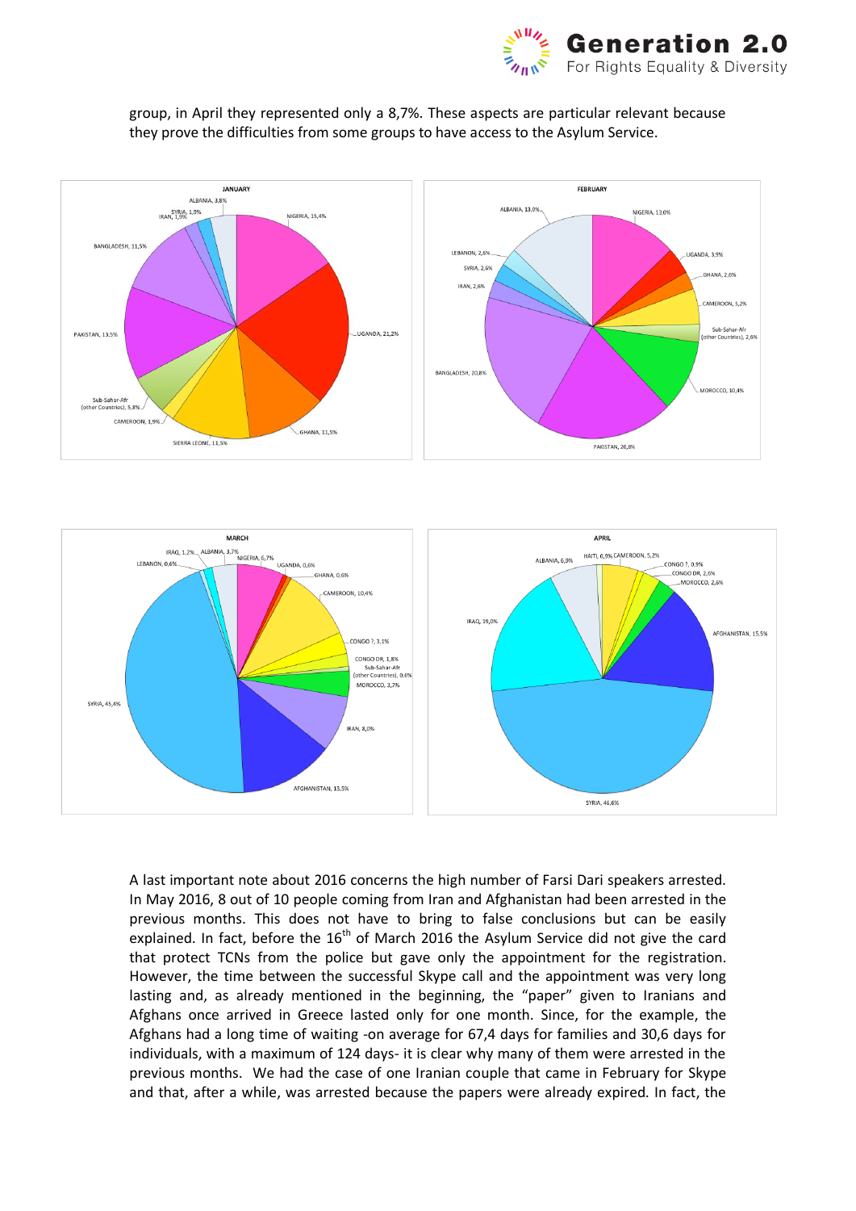group, in April they represented only a 8,7%. These aspects are particular relevant because they prove the difficulties from some groups to have access to the Asylum Service.

A last important note about 2016 concerns the high number of Farsi Dari speakers arrested. In May 2016, 8 out of 10 people coming from Iran and Afghanistan had been arrested in the previous months. This does not have to bring to false conclusions but can be easily explained. In fact, before the 16th of March 2016 the Asylum Service did not give the card that protect TCNs from the police but gave only the appointment for the registration. However, the time between the successful Skype call and the appointment was very long lasting and, as already mentioned in the beginning, the "paper" given to Iranians and Afghans once arrived in Greece lasted only for one month. Since, for the example, the Afghans had a long time of waiting -on average for 67,4 days for families and 30,6 days for individuals, with a maximum of 124 days- it is clear why many of them were arrested in the previous months. We had the case of one Iranian couple that came in February for Skype and that, after a while, was arrested because the papers were already expired. In fact, the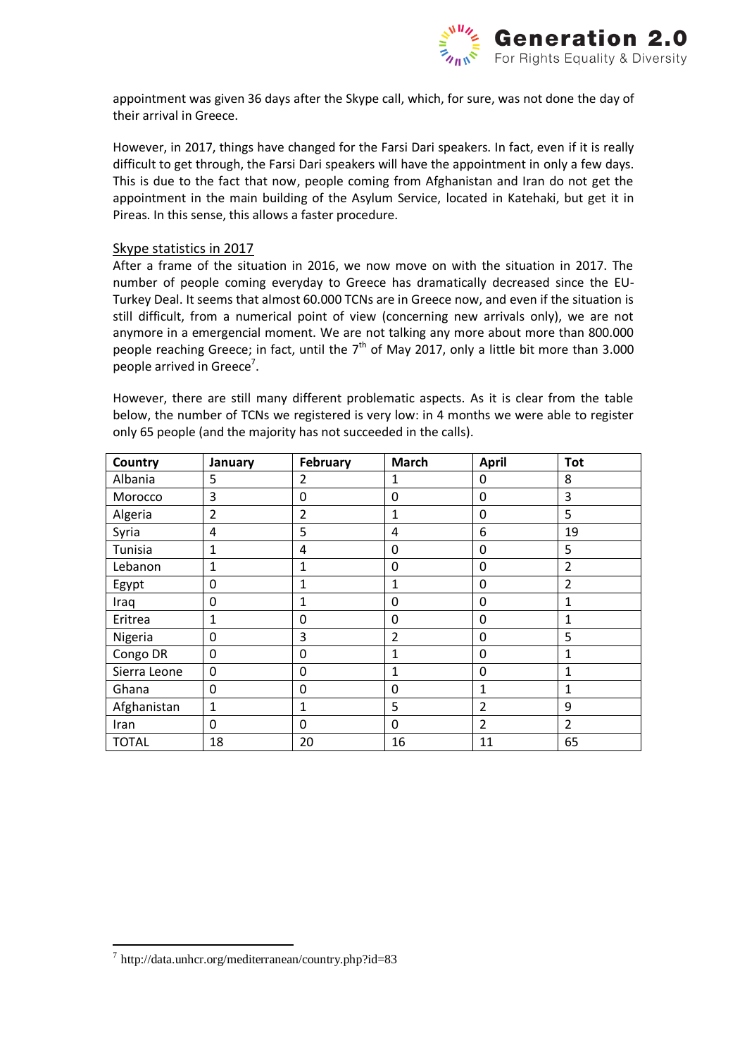appointment was given 36 days after the Skype call, which, for sure, was not done the day of their arrival in Greece.

However, in 2017, things have changed for the Farsi Dari speakers. In fact, even if it is really difficult to get through, the Farsi Dari speakers will have the appointment in only a few days. This is due to the fact that now, people coming from Afghanistan and Iran do not get the appointment in the main building of the Asylum Service, located in Katehaki, but get it in Pireas. In this sense, this allows a faster procedure.

Skype statistics in 2017

After a frame of the situation in 2016, we now move on with the situation in 2017. The number of people coming everyday to Greece has dramatically decreased since the EU-Turkey Deal. It seems that almost 60.000 TCNs are in Greece now, and even if the situation is still difficult, from a numerical point of view (concerning new arrivals only), we are not anymore in a emergencial moment. We are not talking any more about more than 800.000 people reaching Greece; in fact, until the 7th of May 2017, only a little bit more than 3.000 people arrived in Greece[7].

However, there are still many different problematic aspects. As it is clear from the table below, the number of TCNs we registered is very low: in 4 months we were able to register only 65 people (and the majority has not succeeded in the calls).

| Country | January | February | March | April | Tot |
|---|---|---|---|---|---|
| Albania | 5 | 2 | 1 | 0 | 8 |
| Morocco | 3 | 0 | 0 | 0 | 3 |
| Algeria | 2 | 2 | 1 | 0 | 5 |
| Syria | 4 | 5 | 4 | 6 | 19 |
| Tunisia | 1 | 4 | 0 | 0 | 5 |
| Lebanon | 1 | 1 | 0 | 0 | 2 |
| Egypt | 0 | 1 | 1 | 0 | 2 |
| Iraq | 0 | 1 | 0 | 0 | 1 |
| Eritrea | 1 | 0 | 0 | 0 | 1 |
| Nigeria | 0 | 3 | 2 | 0 | 5 |
| Congo DR | 0 | 0 | 1 | 0 | 1 |
| Sierra Leone | 0 | 0 | 1 | 0 | 1 |
| Ghana | 0 | 0 | 0 | 1 | 1 |
| Afghanistan | 1 | 1 | 5 | 2 | 9 |
| Iran | 0 | 0 | 0 | 2 | 2 |
| TOTAL | 18 | 20 | 16 | 11 | 65 |

[7] http://data.unhcr.org/mediterranean/country.php?id=83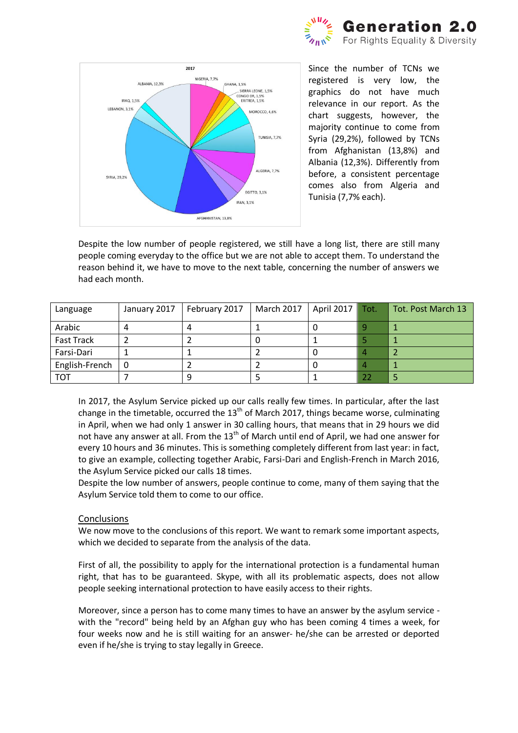Since the number of TCNs we registered is very low, the graphics do not have much relevance in our report. As the chart suggests, however, the majority continue to come from Syria (29,2%), followed by TCNs from Afghanistan (13,8%) and Albania (12,3%). Differently from before, a consistent percentage comes also from Algeria and Tunisia (7,7% each).

Despite the low number of people registered, we still have a long list, there are still many people coming everyday to the office but we are not able to accept them. To understand the reason behind it, we have to move to the next table, concerning the number of answers we had each month.

| Language | January 2017 | February 2017 | March 2017 | April 2017 | Tot. | Tot. Post March 13 |
|---|---|---|---|---|---|---|
| Arabic | 4 | 4 | 1 | 0 | 9 | 1 |
| Fast Track | 2 | 2 | 0 | 1 | 5 | 1 |
| Farsi-Dari | 1 | 1 | 2 | 0 | 4 | 2 |
| English-French | 0 | 2 | 2 | 0 | 4 | 1 |
| TOT | 7 | 9 | 5 | 1 | 22 | 5 |

In 2017, the Asylum Service picked up our calls really few times. In particular, after the last change in the timetable, occurred the 13th of March 2017, things became worse, culminating in April, when we had only 1 answer in 30 calling hours, that means that in 29 hours we did not have any answer at all. From the 13th of March until end of April, we had one answer for every 10 hours and 36 minutes. This is something completely different from last year: in fact, to give an example, collecting together Arabic, Farsi-Dari and English-French in March 2016, the Asylum Service picked our calls 18 times.

Despite the low number of answers, people continue to come, many of them saying that the Asylum Service told them to come to our office.

## Conclusions

We now move to the conclusions of this report. We want to remark some important aspects, which we decided to separate from the analysis of the data.

First of all, the possibility to apply for the international protection is a fundamental human right, that has to be guaranteed. Skype, with all its problematic aspects, does not allow people seeking international protection to have easily access to their rights.

Moreover, since a person has to come many times to have an answer by the asylum service - with the "record" being held by an Afghan guy who has been coming 4 times a week, for four weeks now and he is still waiting for an answer- he/she can be arrested or deported even if he/she is trying to stay legally in Greece.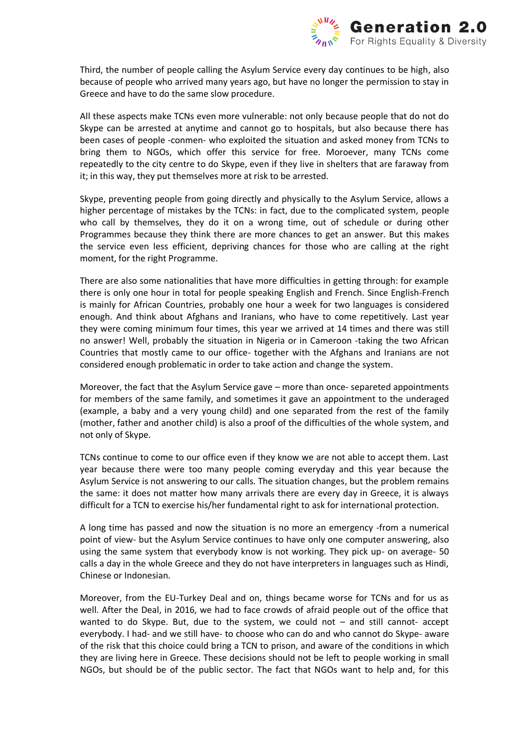Third, the number of people calling the Asylum Service every day continues to be high, also because of people who arrived many years ago, but have no longer the permission to stay in Greece and have to do the same slow procedure.

All these aspects make TCNs even more vulnerable: not only because people that do not do Skype can be arrested at anytime and cannot go to hospitals, but also because there has been cases of people -conmen- who exploited the situation and asked money from TCNs to bring them to NGOs, which offer this service for free. Moroever, many TCNs come repeatedly to the city centre to do Skype, even if they live in shelters that are faraway from it; in this way, they put themselves more at risk to be arrested.

Skype, preventing people from going directly and physically to the Asylum Service, allows a higher percentage of mistakes by the TCNs: in fact, due to the complicated system, people who call by themselves, they do it on a wrong time, out of schedule or during other Programmes because they think there are more chances to get an answer. But this makes the service even less efficient, depriving chances for those who are calling at the right moment, for the right Programme.

There are also some nationalities that have more difficulties in getting through: for example there is only one hour in total for people speaking English and French. Since English-French is mainly for African Countries, probably one hour a week for two languages is considered enough. And think about Afghans and Iranians, who have to come repetitively. Last year they were coming minimum four times, this year we arrived at 14 times and there was still no answer! Well, probably the situation in Nigeria or in Cameroon -taking the two African Countries that mostly came to our office- together with the Afghans and Iranians are not considered enough problematic in order to take action and change the system.

Moreover, the fact that the Asylum Service gave – more than once- separeted appointments for members of the same family, and sometimes it gave an appointment to the underaged (example, a baby and a very young child) and one separated from the rest of the family (mother, father and another child) is also a proof of the difficulties of the whole system, and not only of Skype.

TCNs continue to come to our office even if they know we are not able to accept them. Last year because there were too many people coming everyday and this year because the Asylum Service is not answering to our calls. The situation changes, but the problem remains the same: it does not matter how many arrivals there are every day in Greece, it is always difficult for a TCN to exercise his/her fundamental right to ask for international protection.

A long time has passed and now the situation is no more an emergency -from a numerical point of view- but the Asylum Service continues to have only one computer answering, also using the same system that everybody know is not working. They pick up- on average- 50 calls a day in the whole Greece and they do not have interpreters in languages such as Hindi, Chinese or Indonesian.

Moreover, from the EU-Turkey Deal and on, things became worse for TCNs and for us as well. After the Deal, in 2016, we had to face crowds of afraid people out of the office that wanted to do Skype. But, due to the system, we could not – and still cannot- accept everybody. I had- and we still have- to choose who can do and who cannot do Skype- aware of the risk that this choice could bring a TCN to prison, and aware of the conditions in which they are living here in Greece. These decisions should not be left to people working in small NGOs, but should be of the public sector. The fact that NGOs want to help and, for this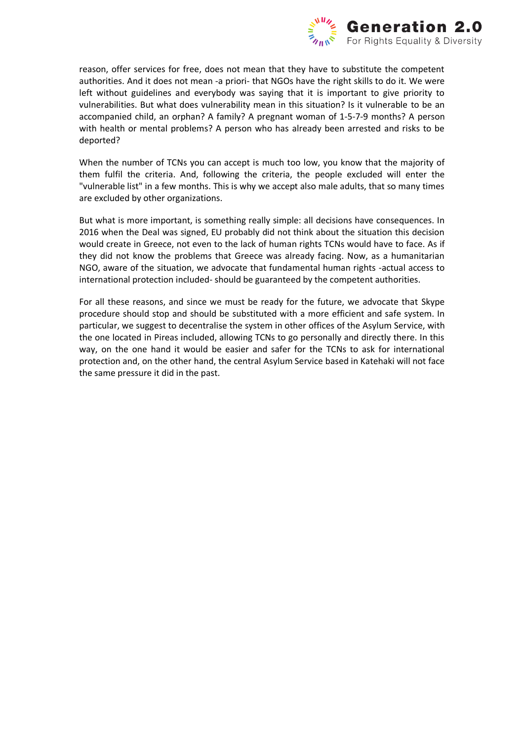reason, offer services for free, does not mean that they have to substitute the competent authorities. And it does not mean -a priori- that NGOs have the right skills to do it. We were left without guidelines and everybody was saying that it is important to give priority to vulnerabilities. But what does vulnerability mean in this situation? Is it vulnerable to be an accompanied child, an orphan? A family? A pregnant woman of 1-5-7-9 months? A person with health or mental problems? A person who has already been arrested and risks to be deported?

When the number of TCNs you can accept is much too low, you know that the majority of them fulfil the criteria. And, following the criteria, the people excluded will enter the "vulnerable list" in a few months. This is why we accept also male adults, that so many times are excluded by other organizations.

But what is more important, is something really simple: all decisions have consequences. In 2016 when the Deal was signed, EU probably did not think about the situation this decision would create in Greece, not even to the lack of human rights TCNs would have to face. As if they did not know the problems that Greece was already facing. Now, as a humanitarian NGO, aware of the situation, we advocate that fundamental human rights -actual access to international protection included- should be guaranteed by the competent authorities.

For all these reasons, and since we must be ready for the future, we advocate that Skype procedure should stop and should be substituted with a more efficient and safe system. In particular, we suggest to decentralise the system in other offices of the Asylum Service, with the one located in Pireas included, allowing TCNs to go personally and directly there. In this way, on the one hand it would be easier and safer for the TCNs to ask for international protection and, on the other hand, the central Asylum Service based in Katehaki will not face the same pressure it did in the past.